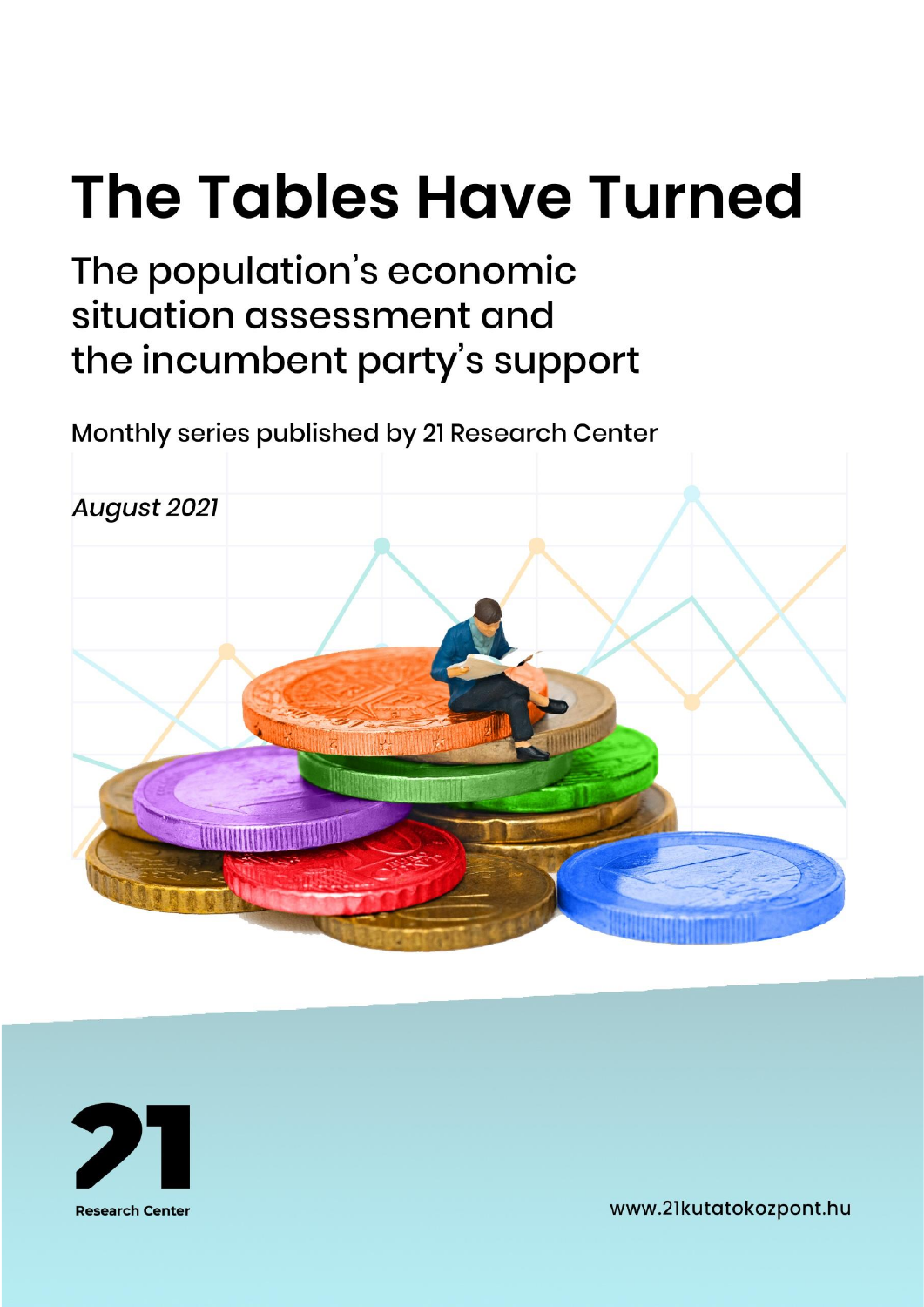# The Tables Have Turned

## The population's economic situation assessment and the incumbent party's support

Monthly series published by 21 Research Center

*August 2021*

Research Center

www.21kutatokozpont.hu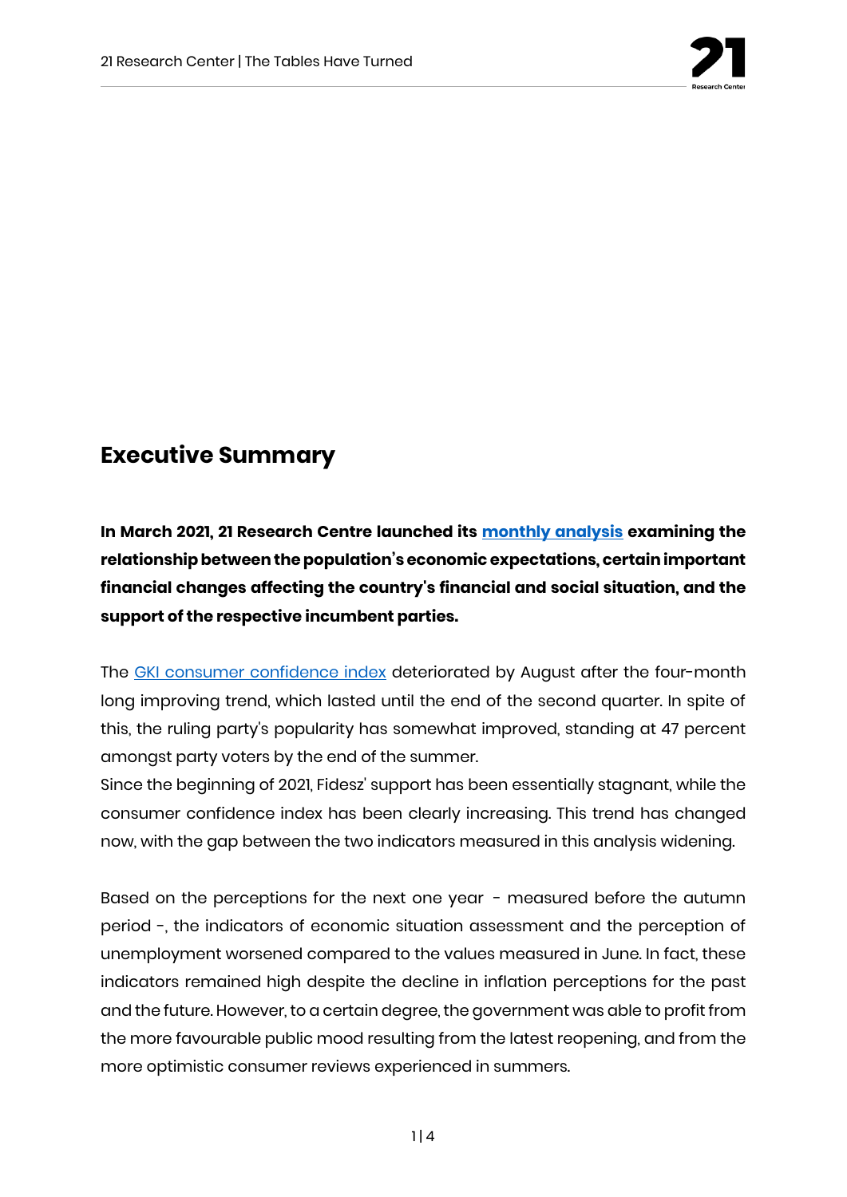## Executive Summary

**In March 2021, 21 Research Centre launched its [monthly analysis] examining the relationship between the population's economic expectations, certain important financial changes affecting the country's financial and social situation, and the support of the respective incumbent parties.**

The [GKI consumer confidence index] deteriorated by August after the four-month long improving trend, which lasted until the end of the second quarter. In spite of this, the ruling party's popularity has somewhat improved, standing at 47 percent amongst party voters by the end of the summer.
Since the beginning of 2021, Fidesz' support has been essentially stagnant, while the consumer confidence index has been clearly increasing. This trend has changed now, with the gap between the two indicators measured in this analysis widening.

Based on the perceptions for the next one year - measured before the autumn period -, the indicators of economic situation assessment and the perception of unemployment worsened compared to the values measured in June. In fact, these indicators remained high despite the decline in inflation perceptions for the past and the future. However, to a certain degree, the government was able to profit from the more favourable public mood resulting from the latest reopening, and from the more optimistic consumer reviews experienced in summers.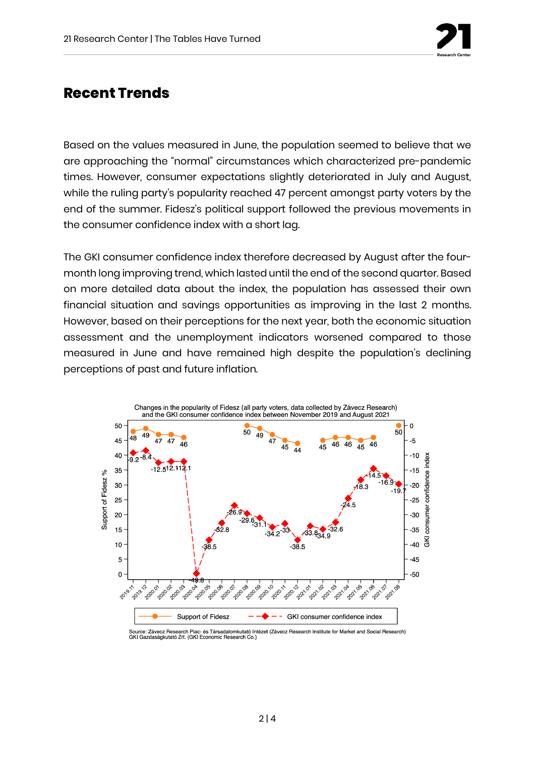## Recent Trends

Based on the values measured in June, the population seemed to believe that we are approaching the "normal" circumstances which characterized pre-pandemic times. However, consumer expectations slightly deteriorated in July and August, while the ruling party's popularity reached 47 percent amongst party voters by the end of the summer. Fidesz's political support followed the previous movements in the consumer confidence index with a short lag.

The GKI consumer confidence index therefore decreased by August after the four-month long improving trend, which lasted until the end of the second quarter. Based on more detailed data about the index, the population has assessed their own financial situation and savings opportunities as improving in the last 2 months. However, based on their perceptions for the next year, both the economic situation assessment and the unemployment indicators worsened compared to those measured in June and have remained high despite the population's declining perceptions of past and future inflation.

Changes in the popularity of Fidesz (all party voters, data collected by Závecz Research) and the GKI consumer confidence index between November 2019 and August 2021

| Month | Support of Fidesz % | GKI consumer confidence index |
|---|---|---|
| 2019.11 | 48 | -9.2 |
| 2019.12 | 49 | -8.4 |
| 2020.01 | 47 | -12.5 |
| 2020.02 | 47 | -12.1 |
| 2020.03 | 46 | -12.1 |
| 2020.04 | | -49.8 |
| 2020.05 | | -38.5 |
| 2020.06 | | -32.8 |
| 2020.07 | | -26.9 |
| 2020.08 | 50 | -29.6 |
| 2020.09 | 49 | -31.1 |
| 2020.10 | 47 | -34.2 |
| 2020.11 | 45 | -33 |
| 2020.12 | 44 | -38.5 |
| 2021.01 | | -33.8 |
| 2021.02 | 45 | -34.9 |
| 2021.03 | 46 | -32.6 |
| 2021.04 | 46 | -24.5 |
| 2021.05 | 45 | -18.3 |
| 2021.06 | 46 | -14.5 |
| 2021.07 | | -16.9 |
| 2021.08 | 50 | -19.7 |

Source: Závecz Research Piac- és Társadalomkutató Intézet (Závecz Research Institute for Market and Social Research)
GKI Gazdaságkutató Zrt. (GKI Economic Research Co.)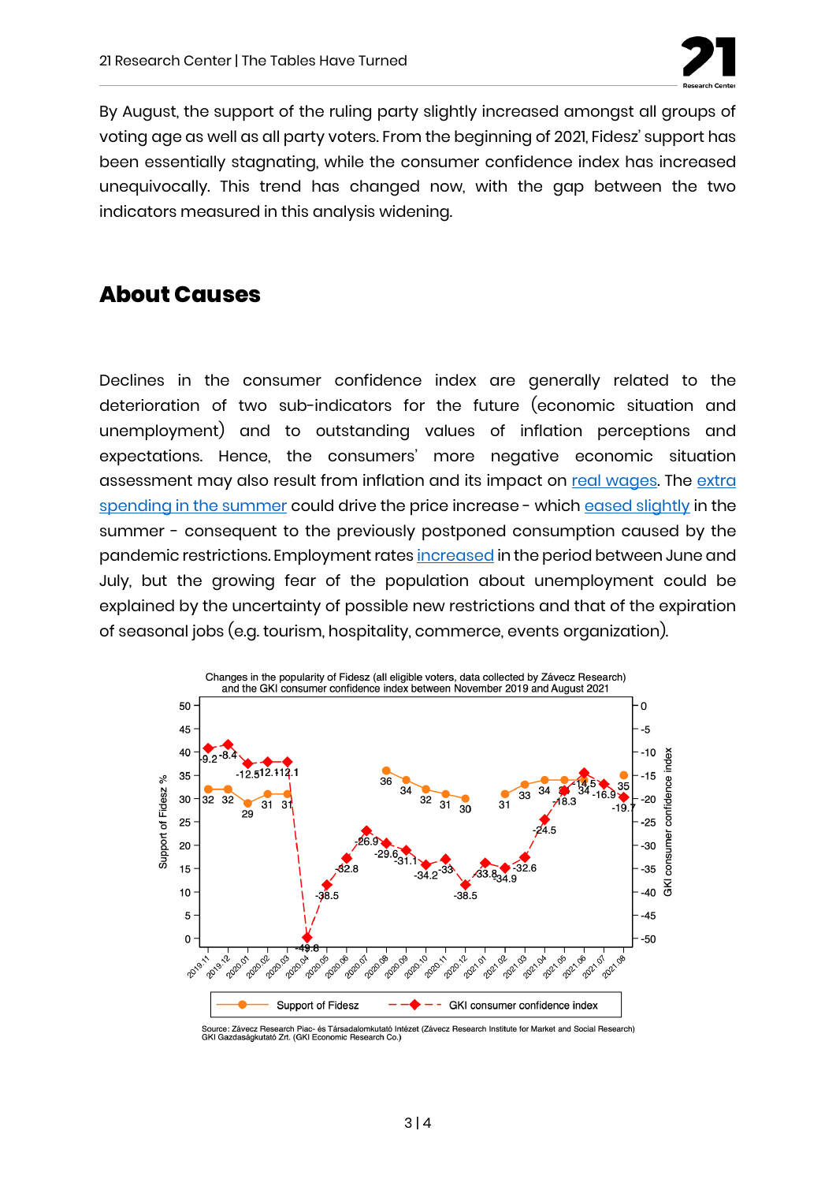By August, the support of the ruling party slightly increased amongst all groups of voting age as well as all party voters. From the beginning of 2021, Fidesz' support has been essentially stagnating, while the consumer confidence index has increased unequivocally. This trend has changed now, with the gap between the two indicators measured in this analysis widening.

## About Causes

Declines in the consumer confidence index are generally related to the deterioration of two sub-indicators for the future (economic situation and unemployment) and to outstanding values of inflation perceptions and expectations. Hence, the consumers' more negative economic situation assessment may also result from inflation and its impact on real wages. The extra spending in the summer could drive the price increase - which eased slightly in the summer - consequent to the previously postponed consumption caused by the pandemic restrictions. Employment rates increased in the period between June and July, but the growing fear of the population about unemployment could be explained by the uncertainty of possible new restrictions and that of the expiration of seasonal jobs (e.g. tourism, hospitality, commerce, events organization).

Changes in the popularity of Fidesz (all eligible voters, data collected by Závecz Research) and the GKI consumer confidence index between November 2019 and August 2021

| Month | Support of Fidesz % | GKI consumer confidence index |
|---|---|---|
| 2019.11 | 32 | -9.2 |
| 2019.12 | 32 | -8.4 |
| 2020.01 | 29 | -12.5 |
| 2020.02 | 31 | -12.1 |
| 2020.03 | 31 | -12.1 |
| 2020.04 | | -49.8 |
| 2020.05 | | -38.5 |
| 2020.06 | | -32.8 |
| 2020.07 | | -26.9 |
| 2020.08 | 36 | -29.6 |
| 2020.09 | 34 | -31.1 |
| 2020.10 | 32 | -34.2 |
| 2020.11 | 31 | -33 |
| 2020.12 | 30 | -38.5 |
| 2021.01 | | -33.8 |
| 2021.02 | 31 | -34.9 |
| 2021.03 | 33 | -32.6 |
| 2021.04 | 34 | -24.5 |
| 2021.05 | 34 | -18.3 |
| 2021.06 | 34 | -14.5 |
| 2021.07 | | -16.9 |
| 2021.08 | 35 | -19.7 |

Source: Závecz Research Piac- és Társadalomkutató Intézet (Závecz Research Institute for Market and Social Research)
GKI Gazdaságkutató Zrt. (GKI Economic Research Co.)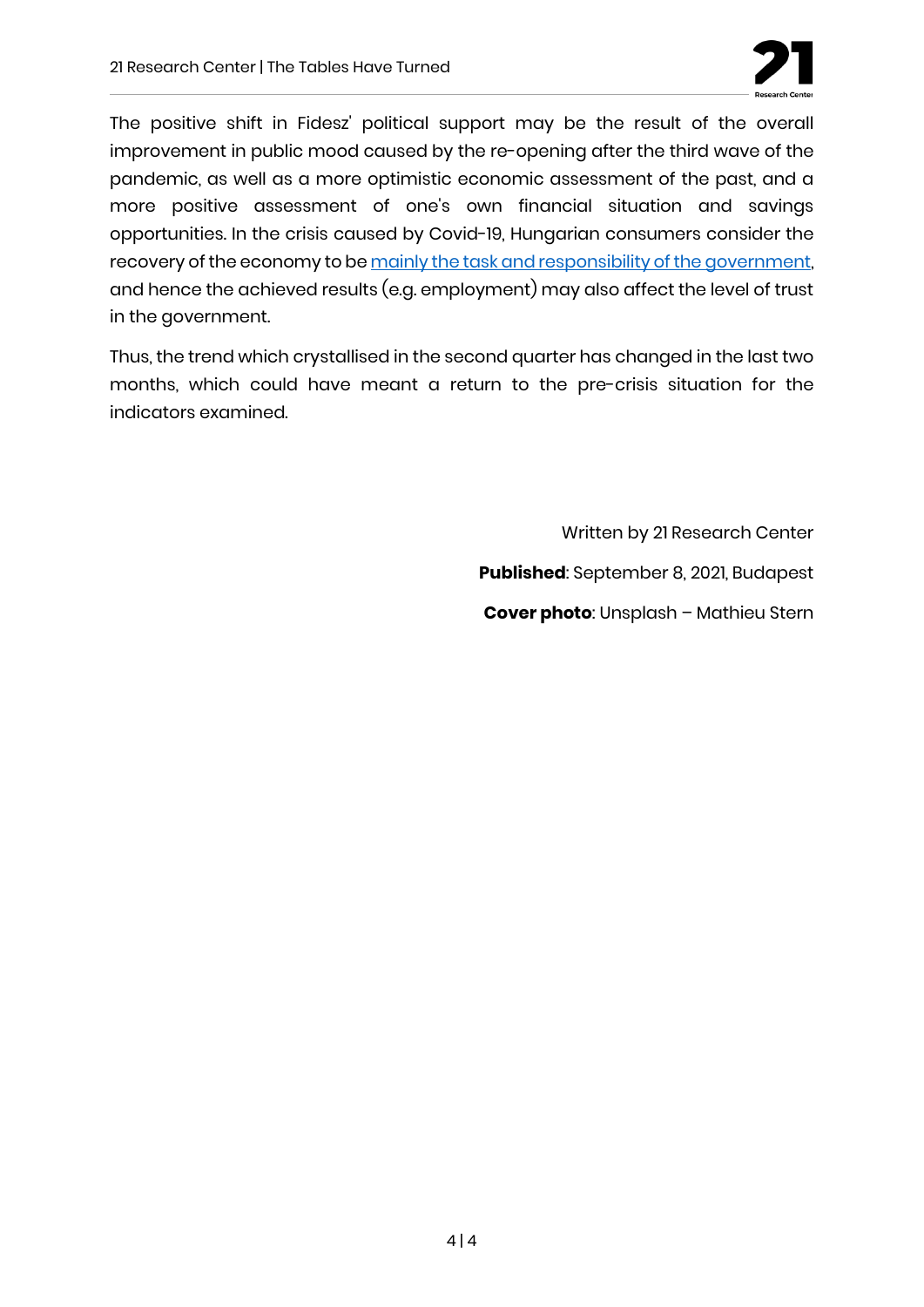The positive shift in Fidesz' political support may be the result of the overall improvement in public mood caused by the re-opening after the third wave of the pandemic, as well as a more optimistic economic assessment of the past, and a more positive assessment of one's own financial situation and savings opportunities. In the crisis caused by Covid-19, Hungarian consumers consider the recovery of the economy to be mainly the task and responsibility of the government, and hence the achieved results (e.g. employment) may also affect the level of trust in the government.

Thus, the trend which crystallised in the second quarter has changed in the last two months, which could have meant a return to the pre-crisis situation for the indicators examined.

Written by 21 Research Center

**Published**: September 8, 2021, Budapest

**Cover photo**: Unsplash – Mathieu Stern